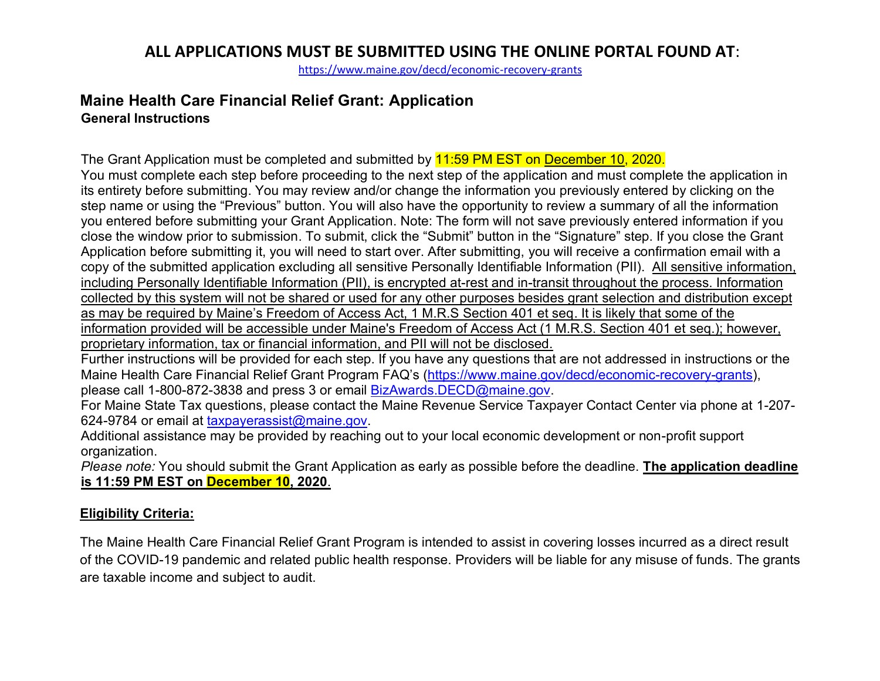# ALL APPLICATIONS MUST BE SUBMITTED USING THE ONLINE PORTAL FOUND AT:

https://www.maine.gov/decd/economic-recovery-grants

## Maine Health Care Financial Relief Grant: Application

**General Instructions**

The Grant Application must be completed and submitted by 11:59 PM EST on December 10, 2020.
You must complete each step before proceeding to the next step of the application and must complete the application in its entirety before submitting. You may review and/or change the information you previously entered by clicking on the step name or using the "Previous" button. You will also have the opportunity to review a summary of all the information you entered before submitting your Grant Application. Note: The form will not save previously entered information if you close the window prior to submission. To submit, click the "Submit" button in the "Signature" step. If you close the Grant Application before submitting it, you will need to start over. After submitting, you will receive a confirmation email with a copy of the submitted application excluding all sensitive Personally Identifiable Information (PII). All sensitive information, including Personally Identifiable Information (PII), is encrypted at-rest and in-transit throughout the process. Information collected by this system will not be shared or used for any other purposes besides grant selection and distribution except as may be required by Maine's Freedom of Access Act, 1 M.R.S Section 401 et seq. It is likely that some of the information provided will be accessible under Maine's Freedom of Access Act (1 M.R.S. Section 401 et seq.); however, proprietary information, tax or financial information, and PII will not be disclosed.
Further instructions will be provided for each step. If you have any questions that are not addressed in instructions or the Maine Health Care Financial Relief Grant Program FAQ's (https://www.maine.gov/decd/economic-recovery-grants), please call 1-800-872-3838 and press 3 or email BizAwards.DECD@maine.gov.
For Maine State Tax questions, please contact the Maine Revenue Service Taxpayer Contact Center via phone at 1-207-624-9784 or email at taxpayerassist@maine.gov.
Additional assistance may be provided by reaching out to your local economic development or non-profit support organization.
*Please note:* You should submit the Grant Application as early as possible before the deadline. **The application deadline is 11:59 PM EST on December 10, 2020.**

**Eligibility Criteria:**

The Maine Health Care Financial Relief Grant Program is intended to assist in covering losses incurred as a direct result of the COVID-19 pandemic and related public health response. Providers will be liable for any misuse of funds. The grants are taxable income and subject to audit.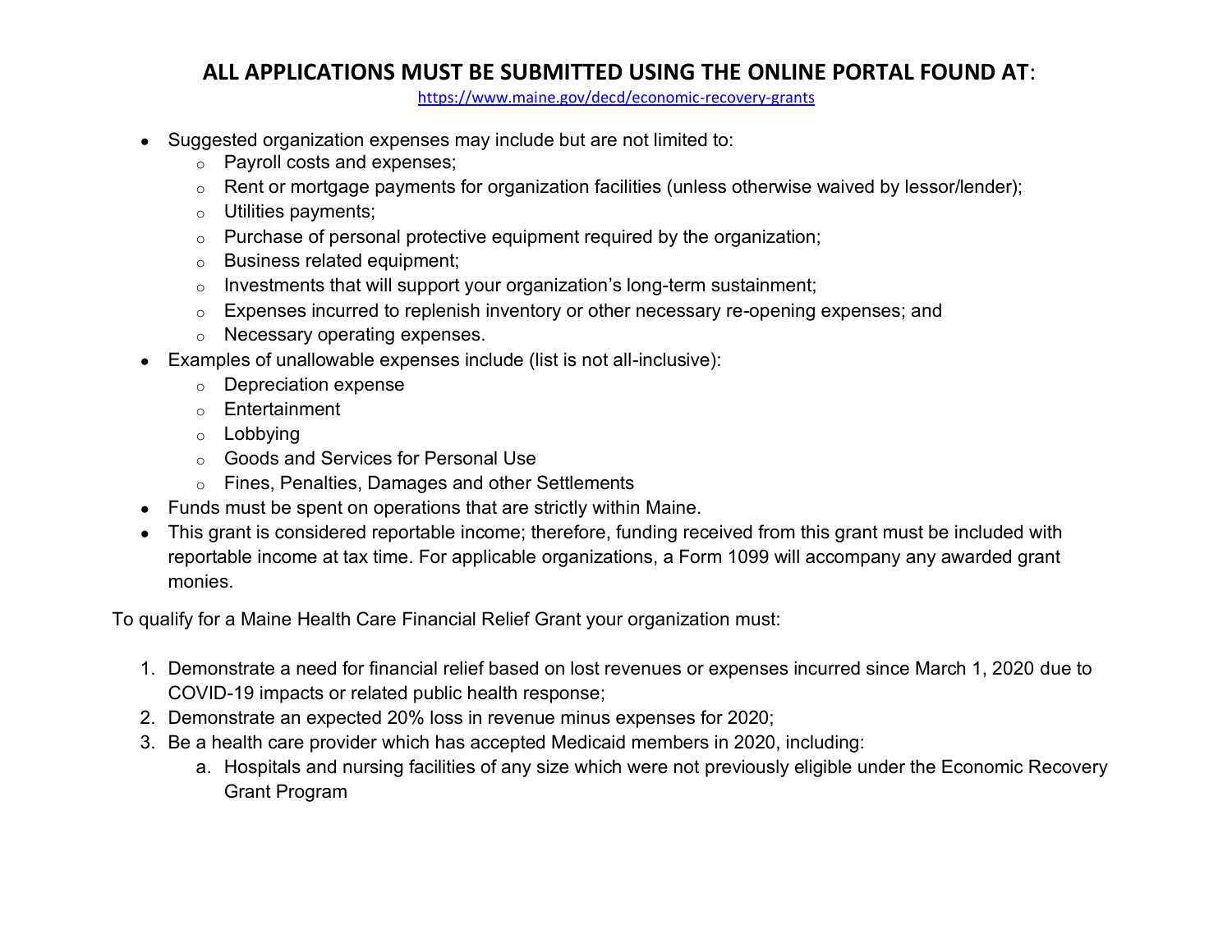## **ALL APPLICATIONS MUST BE SUBMITTED USING THE ONLINE PORTAL FOUND AT**:

https://www.maine.gov/decd/economic-recovery-grants

- Suggested organization expenses may include but are not limited to:
  - Payroll costs and expenses;
  - Rent or mortgage payments for organization facilities (unless otherwise waived by lessor/lender);
  - Utilities payments;
  - Purchase of personal protective equipment required by the organization;
  - Business related equipment;
  - Investments that will support your organization's long-term sustainment;
  - Expenses incurred to replenish inventory or other necessary re-opening expenses; and
  - Necessary operating expenses.
- Examples of unallowable expenses include (list is not all-inclusive):
  - Depreciation expense
  - Entertainment
  - Lobbying
  - Goods and Services for Personal Use
  - Fines, Penalties, Damages and other Settlements
- Funds must be spent on operations that are strictly within Maine.
- This grant is considered reportable income; therefore, funding received from this grant must be included with reportable income at tax time. For applicable organizations, a Form 1099 will accompany any awarded grant monies.

To qualify for a Maine Health Care Financial Relief Grant your organization must:

1. Demonstrate a need for financial relief based on lost revenues or expenses incurred since March 1, 2020 due to COVID-19 impacts or related public health response;
2. Demonstrate an expected 20% loss in revenue minus expenses for 2020;
3. Be a health care provider which has accepted Medicaid members in 2020, including:
   a. Hospitals and nursing facilities of any size which were not previously eligible under the Economic Recovery Grant Program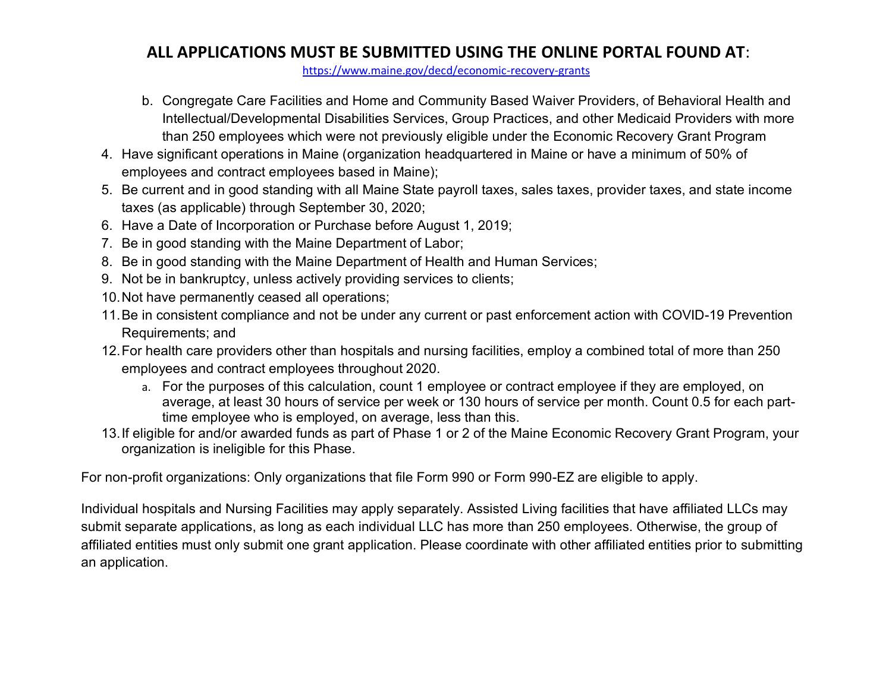## ALL APPLICATIONS MUST BE SUBMITTED USING THE ONLINE PORTAL FOUND AT:

https://www.maine.gov/decd/economic-recovery-grants

   b. Congregate Care Facilities and Home and Community Based Waiver Providers, of Behavioral Health and Intellectual/Developmental Disabilities Services, Group Practices, and other Medicaid Providers with more than 250 employees which were not previously eligible under the Economic Recovery Grant Program

4. Have significant operations in Maine (organization headquartered in Maine or have a minimum of 50% of employees and contract employees based in Maine);
5. Be current and in good standing with all Maine State payroll taxes, sales taxes, provider taxes, and state income taxes (as applicable) through September 30, 2020;
6. Have a Date of Incorporation or Purchase before August 1, 2019;
7. Be in good standing with the Maine Department of Labor;
8. Be in good standing with the Maine Department of Health and Human Services;
9. Not be in bankruptcy, unless actively providing services to clients;
10. Not have permanently ceased all operations;
11. Be in consistent compliance and not be under any current or past enforcement action with COVID-19 Prevention Requirements; and
12. For health care providers other than hospitals and nursing facilities, employ a combined total of more than 250 employees and contract employees throughout 2020.
    a. For the purposes of this calculation, count 1 employee or contract employee if they are employed, on average, at least 30 hours of service per week or 130 hours of service per month. Count 0.5 for each part-time employee who is employed, on average, less than this.
13. If eligible for and/or awarded funds as part of Phase 1 or 2 of the Maine Economic Recovery Grant Program, your organization is ineligible for this Phase.

For non-profit organizations: Only organizations that file Form 990 or Form 990-EZ are eligible to apply.

Individual hospitals and Nursing Facilities may apply separately. Assisted Living facilities that have affiliated LLCs may submit separate applications, as long as each individual LLC has more than 250 employees. Otherwise, the group of affiliated entities must only submit one grant application. Please coordinate with other affiliated entities prior to submitting an application.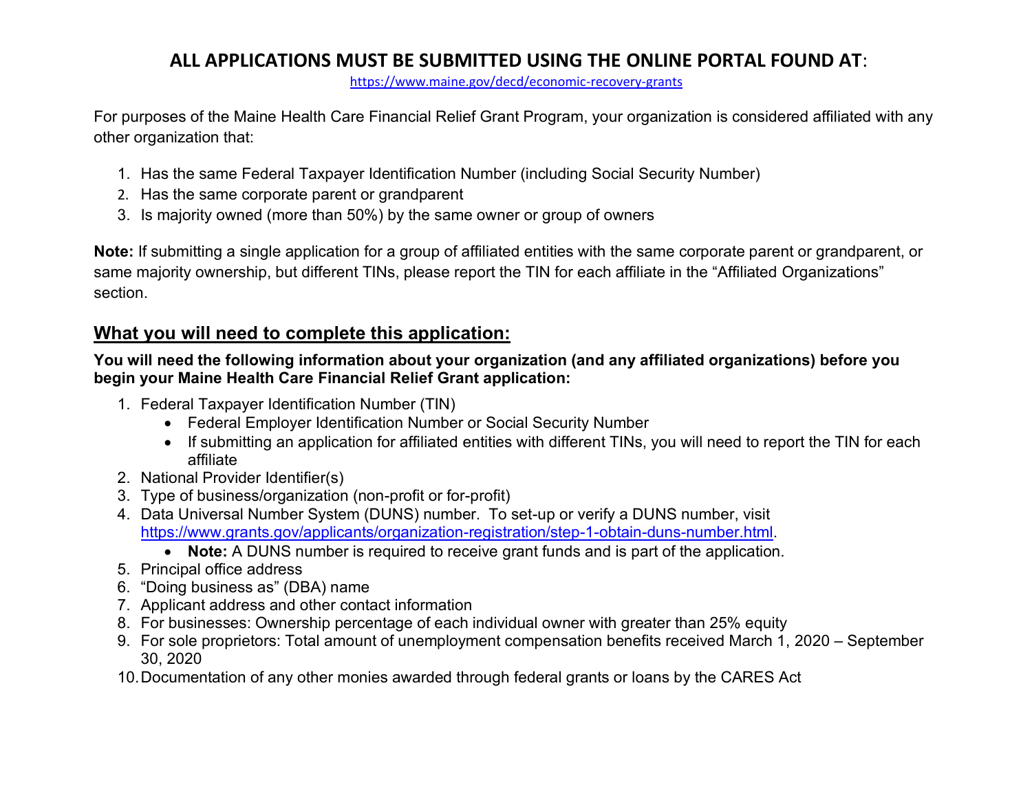## ALL APPLICATIONS MUST BE SUBMITTED USING THE ONLINE PORTAL FOUND AT:

https://www.maine.gov/decd/economic-recovery-grants

For purposes of the Maine Health Care Financial Relief Grant Program, your organization is considered affiliated with any other organization that:

1. Has the same Federal Taxpayer Identification Number (including Social Security Number)
2. Has the same corporate parent or grandparent
3. Is majority owned (more than 50%) by the same owner or group of owners

**Note:** If submitting a single application for a group of affiliated entities with the same corporate parent or grandparent, or same majority ownership, but different TINs, please report the TIN for each affiliate in the "Affiliated Organizations" section.

## What you will need to complete this application:

**You will need the following information about your organization (and any affiliated organizations) before you begin your Maine Health Care Financial Relief Grant application:**

1. Federal Taxpayer Identification Number (TIN)
   - Federal Employer Identification Number or Social Security Number
   - If submitting an application for affiliated entities with different TINs, you will need to report the TIN for each affiliate
2. National Provider Identifier(s)
3. Type of business/organization (non-profit or for-profit)
4. Data Universal Number System (DUNS) number. To set-up or verify a DUNS number, visit https://www.grants.gov/applicants/organization-registration/step-1-obtain-duns-number.html.
   - **Note:** A DUNS number is required to receive grant funds and is part of the application.
5. Principal office address
6. "Doing business as" (DBA) name
7. Applicant address and other contact information
8. For businesses: Ownership percentage of each individual owner with greater than 25% equity
9. For sole proprietors: Total amount of unemployment compensation benefits received March 1, 2020 – September 30, 2020
10. Documentation of any other monies awarded through federal grants or loans by the CARES Act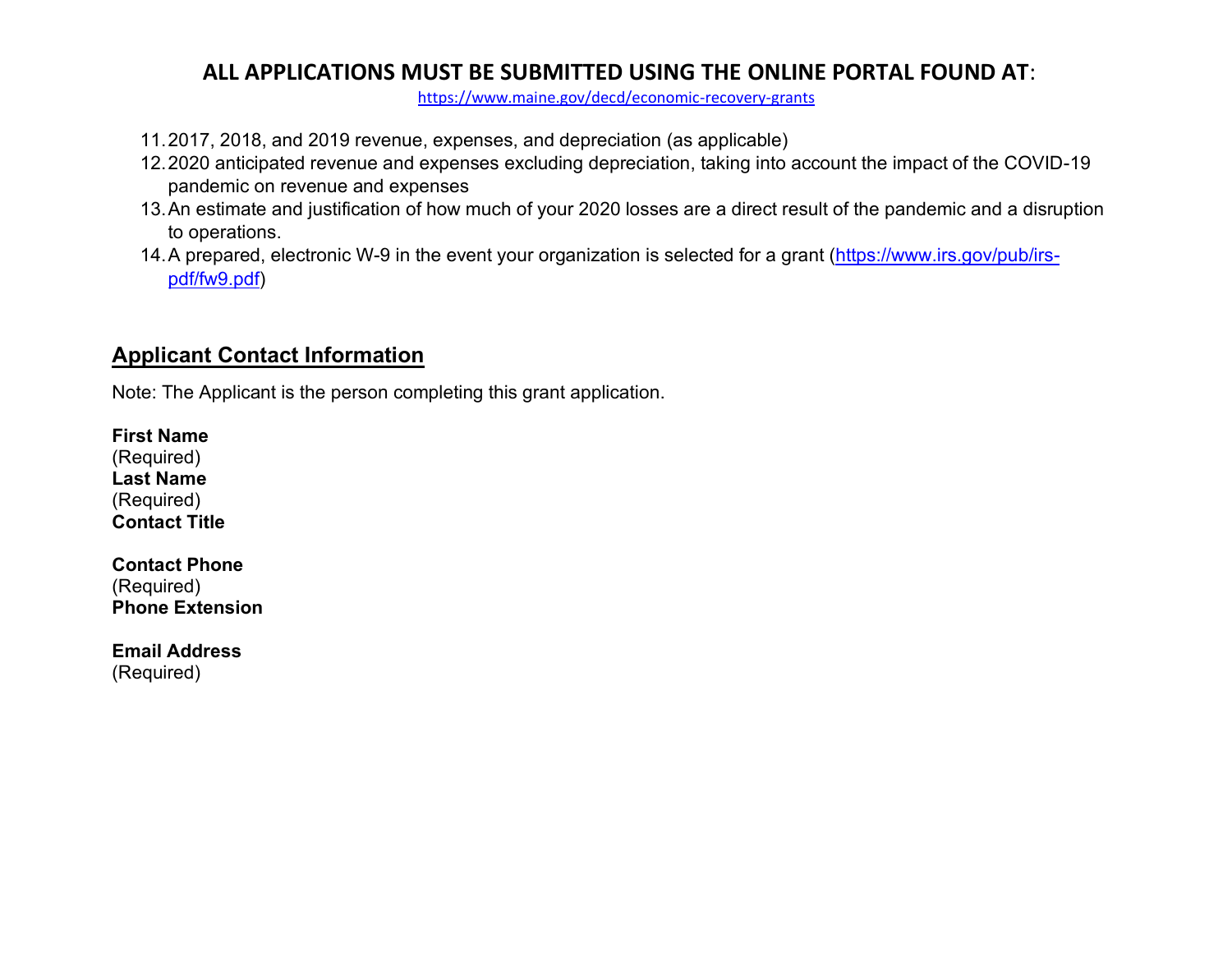**ALL APPLICATIONS MUST BE SUBMITTED USING THE ONLINE PORTAL FOUND AT**:

https://www.maine.gov/decd/economic-recovery-grants

11. 2017, 2018, and 2019 revenue, expenses, and depreciation (as applicable)
12. 2020 anticipated revenue and expenses excluding depreciation, taking into account the impact of the COVID-19 pandemic on revenue and expenses
13. An estimate and justification of how much of your 2020 losses are a direct result of the pandemic and a disruption to operations.
14. A prepared, electronic W-9 in the event your organization is selected for a grant (https://www.irs.gov/pub/irs-pdf/fw9.pdf)

## Applicant Contact Information

Note: The Applicant is the person completing this grant application.

**First Name**
(Required)
**Last Name**
(Required)
**Contact Title**

**Contact Phone**
(Required)
**Phone Extension**

**Email Address**
(Required)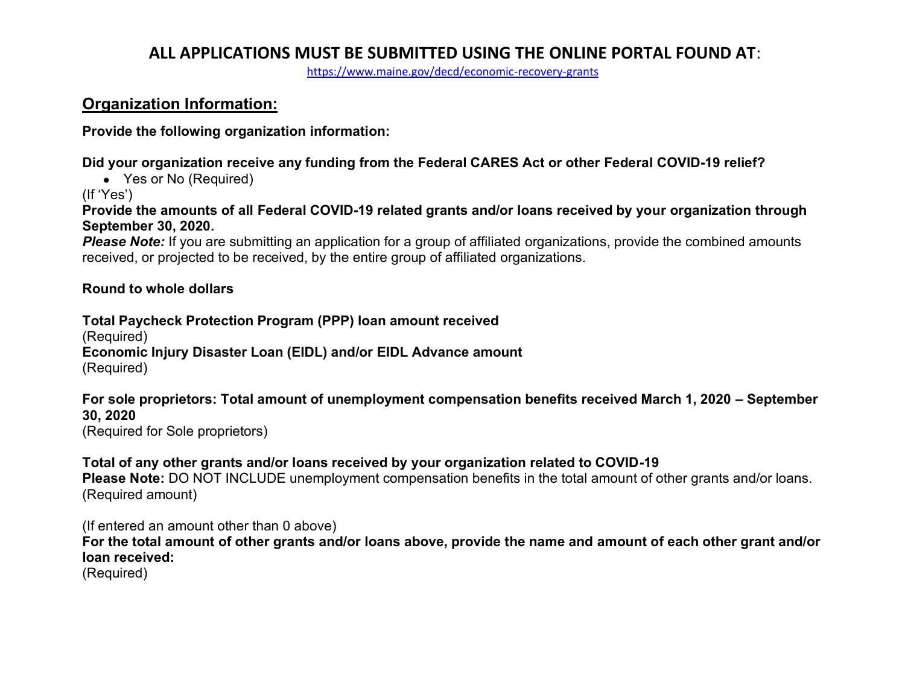**ALL APPLICATIONS MUST BE SUBMITTED USING THE ONLINE PORTAL FOUND AT**:

https://www.maine.gov/decd/economic-recovery-grants

## Organization Information:

**Provide the following organization information:**

**Did your organization receive any funding from the Federal CARES Act or other Federal COVID-19 relief?**

- Yes or No (Required)

(If 'Yes')

**Provide the amounts of all Federal COVID-19 related grants and/or loans received by your organization through September 30, 2020.**

***Please Note:*** If you are submitting an application for a group of affiliated organizations, provide the combined amounts received, or projected to be received, by the entire group of affiliated organizations.

**Round to whole dollars**

**Total Paycheck Protection Program (PPP) loan amount received**
(Required)

**Economic Injury Disaster Loan (EIDL) and/or EIDL Advance amount**
(Required)

**For sole proprietors: Total amount of unemployment compensation benefits received March 1, 2020 – September 30, 2020**
(Required for Sole proprietors)

**Total of any other grants and/or loans received by your organization related to COVID-19**
**Please Note:** DO NOT INCLUDE unemployment compensation benefits in the total amount of other grants and/or loans.
(Required amount)

(If entered an amount other than 0 above)

**For the total amount of other grants and/or loans above, provide the name and amount of each other grant and/or loan received:**
(Required)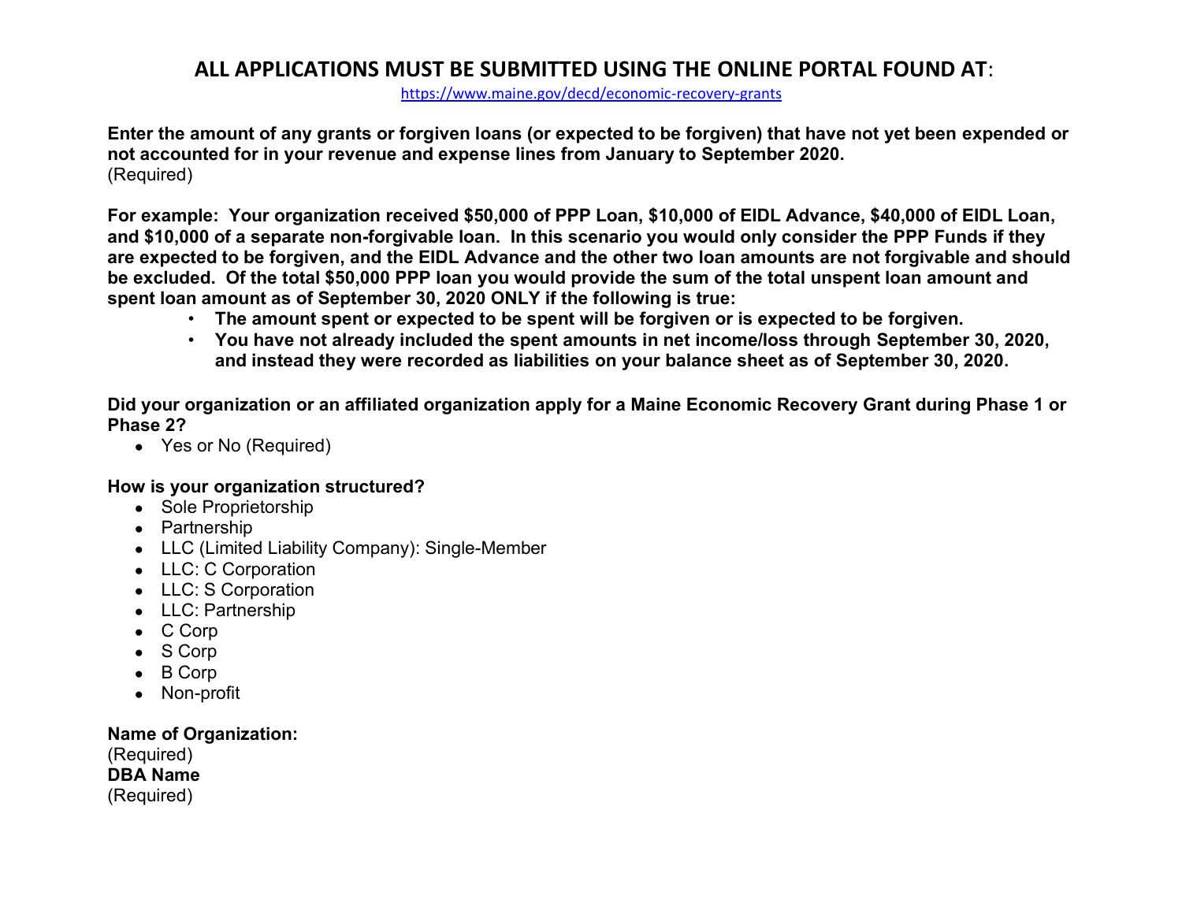## ALL APPLICATIONS MUST BE SUBMITTED USING THE ONLINE PORTAL FOUND AT:

https://www.maine.gov/decd/economic-recovery-grants

**Enter the amount of any grants or forgiven loans (or expected to be forgiven) that have not yet been expended or not accounted for in your revenue and expense lines from January to September 2020.**
(Required)

**For example: Your organization received $50,000 of PPP Loan, $10,000 of EIDL Advance, $40,000 of EIDL Loan, and $10,000 of a separate non-forgivable loan. In this scenario you would only consider the PPP Funds if they are expected to be forgiven, and the EIDL Advance and the other two loan amounts are not forgivable and should be excluded. Of the total $50,000 PPP loan you would provide the sum of the total unspent loan amount and spent loan amount as of September 30, 2020 ONLY if the following is true:**

- **The amount spent or expected to be spent will be forgiven or is expected to be forgiven.**
- **You have not already included the spent amounts in net income/loss through September 30, 2020, and instead they were recorded as liabilities on your balance sheet as of September 30, 2020.**

**Did your organization or an affiliated organization apply for a Maine Economic Recovery Grant during Phase 1 or Phase 2?**

- Yes or No (Required)

**How is your organization structured?**

- Sole Proprietorship
- Partnership
- LLC (Limited Liability Company): Single-Member
- LLC: C Corporation
- LLC: S Corporation
- LLC: Partnership
- C Corp
- S Corp
- B Corp
- Non-profit

**Name of Organization:**
(Required)
**DBA Name**
(Required)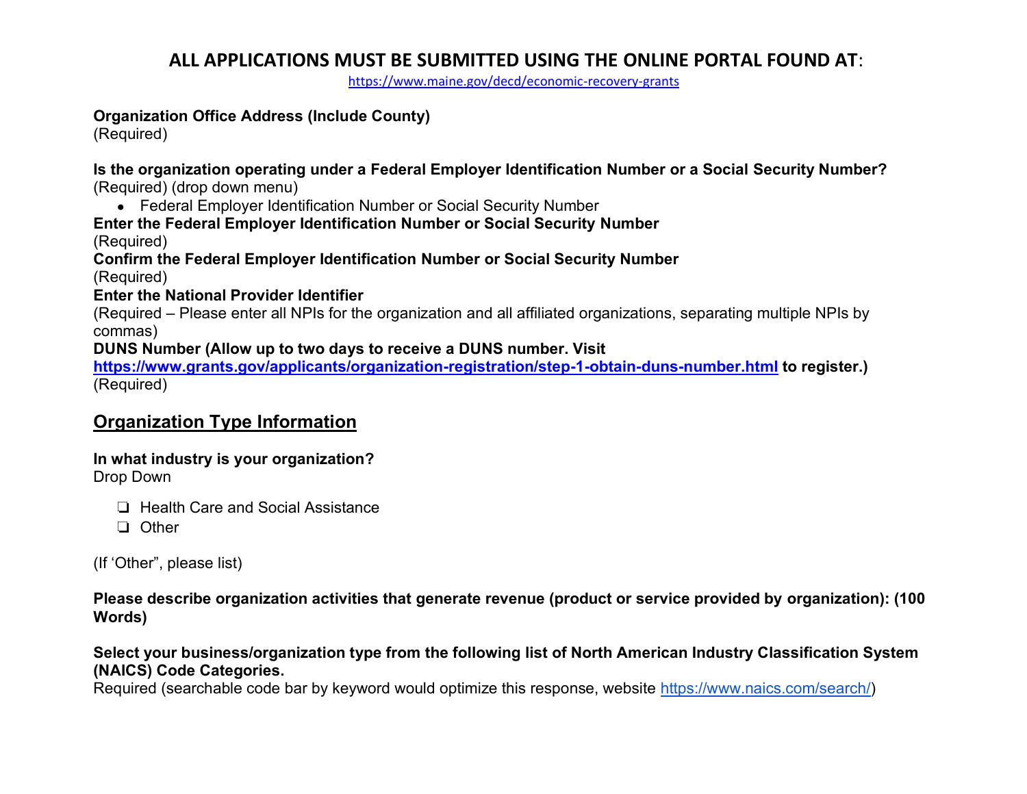## ALL APPLICATIONS MUST BE SUBMITTED USING THE ONLINE PORTAL FOUND AT:

https://www.maine.gov/decd/economic-recovery-grants

**Organization Office Address (Include County)**
(Required)

**Is the organization operating under a Federal Employer Identification Number or a Social Security Number?**
(Required) (drop down menu)

- Federal Employer Identification Number or Social Security Number

**Enter the Federal Employer Identification Number or Social Security Number**
(Required)
**Confirm the Federal Employer Identification Number or Social Security Number**
(Required)
**Enter the National Provider Identifier**
(Required – Please enter all NPIs for the organization and all affiliated organizations, separating multiple NPIs by commas)
**DUNS Number (Allow up to two days to receive a DUNS number. Visit https://www.grants.gov/applicants/organization-registration/step-1-obtain-duns-number.html to register.)**
(Required)

## Organization Type Information

**In what industry is your organization?**
Drop Down

- ❑ Health Care and Social Assistance
- ❑ Other

(If 'Other", please list)

**Please describe organization activities that generate revenue (product or service provided by organization): (100 Words)**

**Select your business/organization type from the following list of North American Industry Classification System (NAICS) Code Categories.**
Required (searchable code bar by keyword would optimize this response, website https://www.naics.com/search/)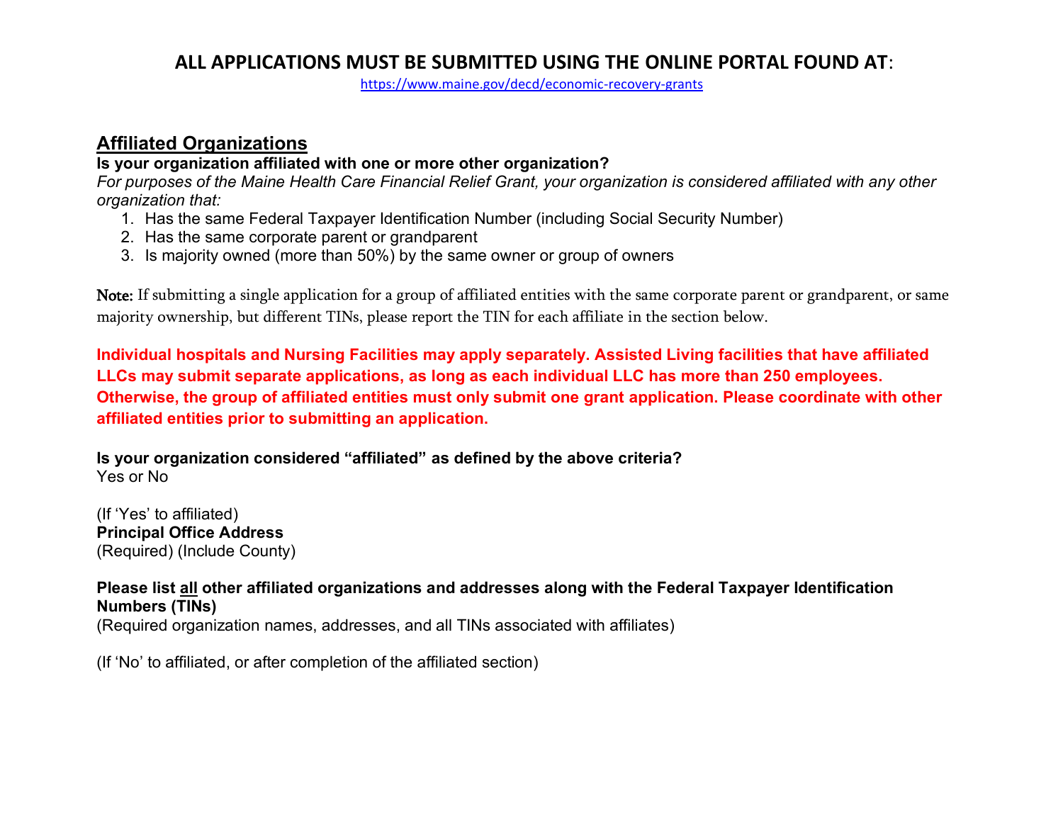**ALL APPLICATIONS MUST BE SUBMITTED USING THE ONLINE PORTAL FOUND AT**:

https://www.maine.gov/decd/economic-recovery-grants

## Affiliated Organizations

**Is your organization affiliated with one or more other organization?**

*For purposes of the Maine Health Care Financial Relief Grant, your organization is considered affiliated with any other organization that:*

1. Has the same Federal Taxpayer Identification Number (including Social Security Number)
2. Has the same corporate parent or grandparent
3. Is majority owned (more than 50%) by the same owner or group of owners

**Note:** If submitting a single application for a group of affiliated entities with the same corporate parent or grandparent, or same majority ownership, but different TINs, please report the TIN for each affiliate in the section below.

**Individual hospitals and Nursing Facilities may apply separately. Assisted Living facilities that have affiliated LLCs may submit separate applications, as long as each individual LLC has more than 250 employees. Otherwise, the group of affiliated entities must only submit one grant application. Please coordinate with other affiliated entities prior to submitting an application.**

**Is your organization considered "affiliated" as defined by the above criteria?**

Yes or No

(If 'Yes' to affiliated)

**Principal Office Address**

(Required) (Include County)

**Please list all other affiliated organizations and addresses along with the Federal Taxpayer Identification Numbers (TINs)**

(Required organization names, addresses, and all TINs associated with affiliates)

(If 'No' to affiliated, or after completion of the affiliated section)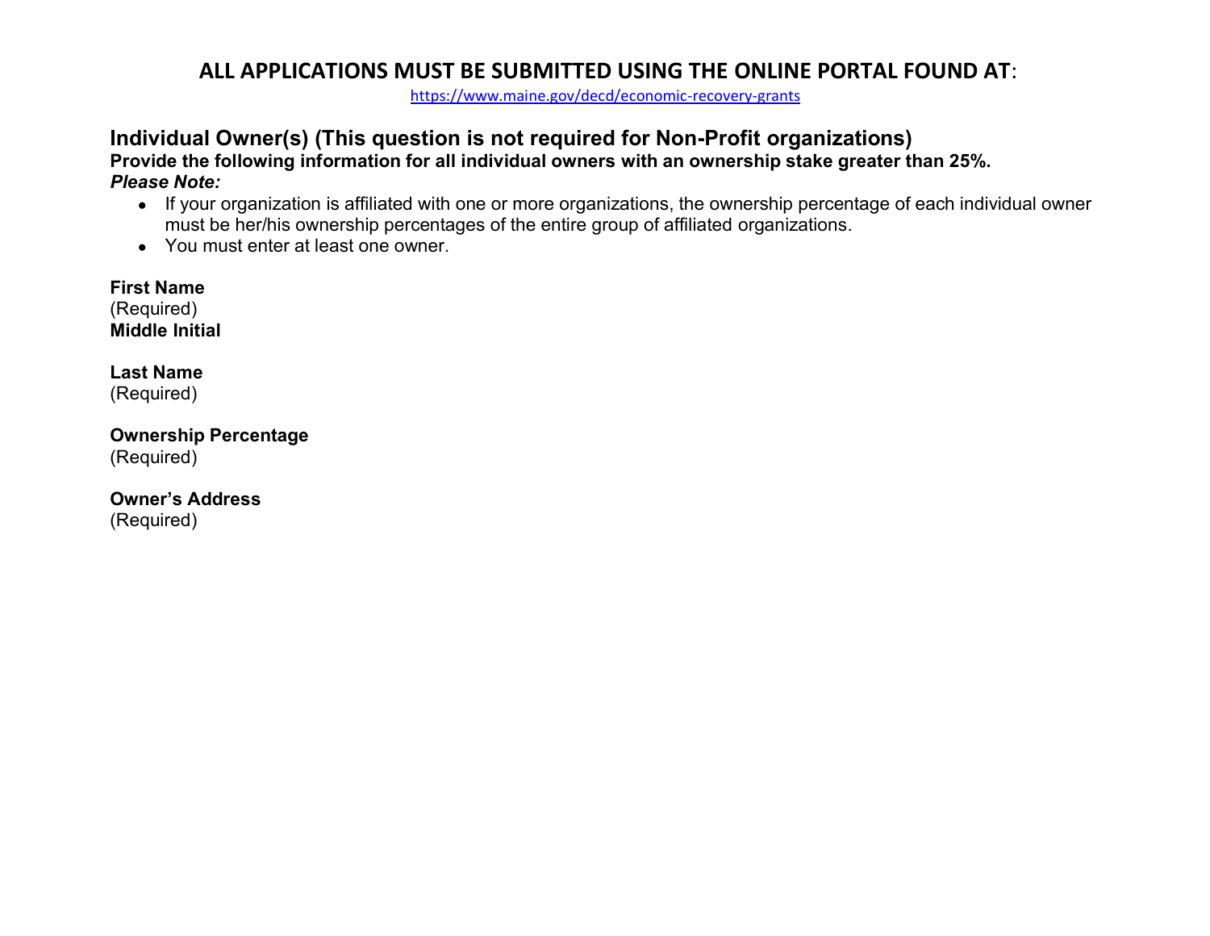**ALL APPLICATIONS MUST BE SUBMITTED USING THE ONLINE PORTAL FOUND AT**:

https://www.maine.gov/decd/economic-recovery-grants

## Individual Owner(s) (This question is not required for Non-Profit organizations)

**Provide the following information for all individual owners with an ownership stake greater than 25%.**

***Please Note:***

- If your organization is affiliated with one or more organizations, the ownership percentage of each individual owner must be her/his ownership percentages of the entire group of affiliated organizations.
- You must enter at least one owner.

**First Name**
(Required)
**Middle Initial**

**Last Name**
(Required)

**Ownership Percentage**
(Required)

**Owner's Address**
(Required)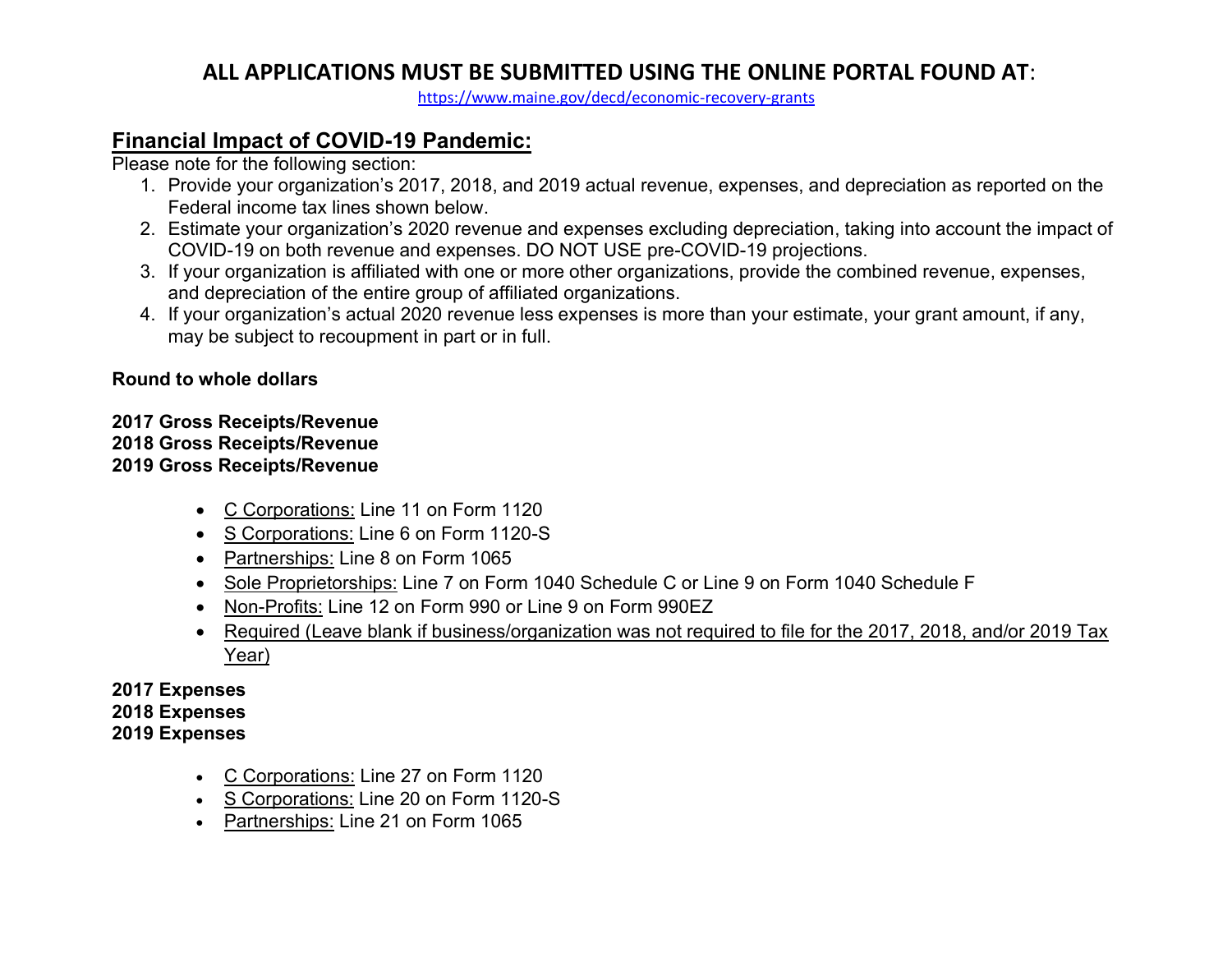## ALL APPLICATIONS MUST BE SUBMITTED USING THE ONLINE PORTAL FOUND AT:

https://www.maine.gov/decd/economic-recovery-grants

## <u>Financial Impact of COVID-19 Pandemic:</u>

Please note for the following section:

1. Provide your organization's 2017, 2018, and 2019 actual revenue, expenses, and depreciation as reported on the Federal income tax lines shown below.
2. Estimate your organization's 2020 revenue and expenses excluding depreciation, taking into account the impact of COVID-19 on both revenue and expenses. DO NOT USE pre-COVID-19 projections.
3. If your organization is affiliated with one or more other organizations, provide the combined revenue, expenses, and depreciation of the entire group of affiliated organizations.
4. If your organization's actual 2020 revenue less expenses is more than your estimate, your grant amount, if any, may be subject to recoupment in part or in full.

**Round to whole dollars**

**2017 Gross Receipts/Revenue**
**2018 Gross Receipts/Revenue**
**2019 Gross Receipts/Revenue**

- <u>C Corporations:</u> Line 11 on Form 1120
- <u>S Corporations:</u> Line 6 on Form 1120-S
- <u>Partnerships:</u> Line 8 on Form 1065
- <u>Sole Proprietorships:</u> Line 7 on Form 1040 Schedule C or Line 9 on Form 1040 Schedule F
- <u>Non-Profits:</u> Line 12 on Form 990 or Line 9 on Form 990EZ
- <u>Required (Leave blank if business/organization was not required to file for the 2017, 2018, and/or 2019 Tax Year)</u>

**2017 Expenses**
**2018 Expenses**
**2019 Expenses**

- <u>C Corporations:</u> Line 27 on Form 1120
- <u>S Corporations:</u> Line 20 on Form 1120-S
- <u>Partnerships:</u> Line 21 on Form 1065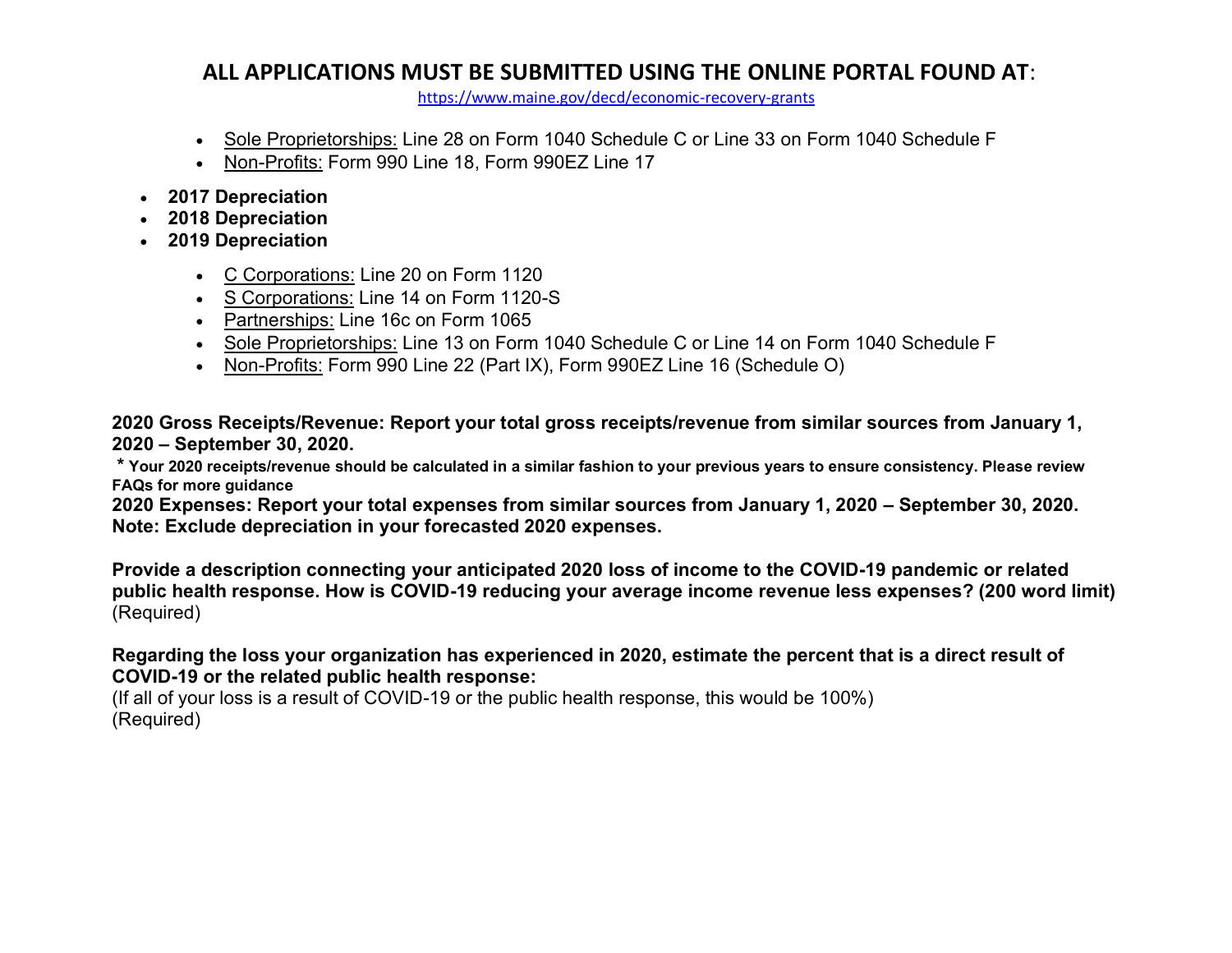## ALL APPLICATIONS MUST BE SUBMITTED USING THE ONLINE PORTAL FOUND AT:

https://www.maine.gov/decd/economic-recovery-grants

- Sole Proprietorships: Line 28 on Form 1040 Schedule C or Line 33 on Form 1040 Schedule F
- Non-Profits: Form 990 Line 18, Form 990EZ Line 17

- **2017 Depreciation**
- **2018 Depreciation**
- **2019 Depreciation**
  - C Corporations: Line 20 on Form 1120
  - S Corporations: Line 14 on Form 1120-S
  - Partnerships: Line 16c on Form 1065
  - Sole Proprietorships: Line 13 on Form 1040 Schedule C or Line 14 on Form 1040 Schedule F
  - Non-Profits: Form 990 Line 22 (Part IX), Form 990EZ Line 16 (Schedule O)

**2020 Gross Receipts/Revenue: Report your total gross receipts/revenue from similar sources from January 1, 2020 – September 30, 2020.**

**\* Your 2020 receipts/revenue should be calculated in a similar fashion to your previous years to ensure consistency. Please review FAQs for more guidance**

**2020 Expenses: Report your total expenses from similar sources from January 1, 2020 – September 30, 2020. Note: Exclude depreciation in your forecasted 2020 expenses.**

**Provide a description connecting your anticipated 2020 loss of income to the COVID-19 pandemic or related public health response. How is COVID-19 reducing your average income revenue less expenses? (200 word limit)** (Required)

**Regarding the loss your organization has experienced in 2020, estimate the percent that is a direct result of COVID-19 or the related public health response:**
(If all of your loss is a result of COVID-19 or the public health response, this would be 100%)
(Required)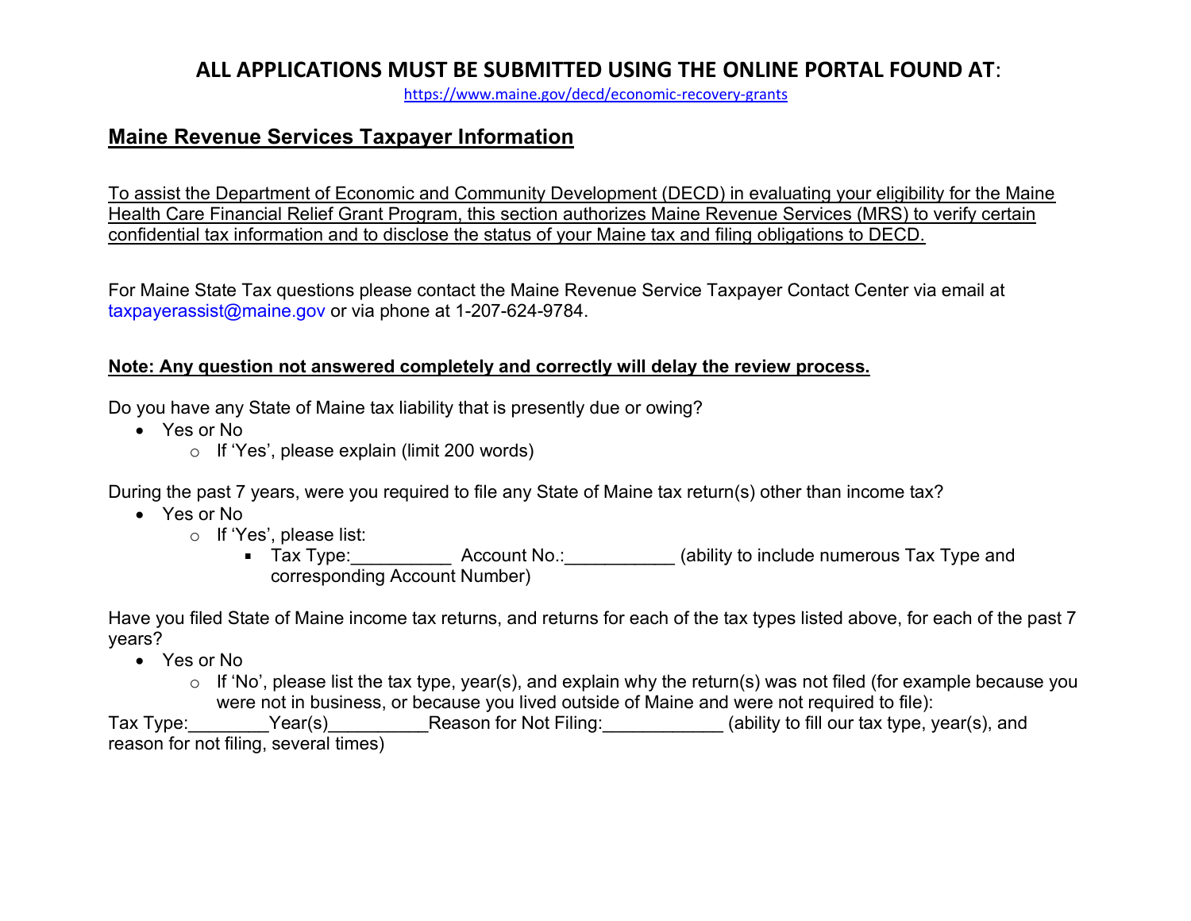**ALL APPLICATIONS MUST BE SUBMITTED USING THE ONLINE PORTAL FOUND AT**:

https://www.maine.gov/decd/economic-recovery-grants

## Maine Revenue Services Taxpayer Information

To assist the Department of Economic and Community Development (DECD) in evaluating your eligibility for the Maine Health Care Financial Relief Grant Program, this section authorizes Maine Revenue Services (MRS) to verify certain confidential tax information and to disclose the status of your Maine tax and filing obligations to DECD.

For Maine State Tax questions please contact the Maine Revenue Service Taxpayer Contact Center via email at taxpayerassist@maine.gov or via phone at 1-207-624-9784.

**Note: Any question not answered completely and correctly will delay the review process.**

Do you have any State of Maine tax liability that is presently due or owing?

- Yes or No
  - If 'Yes', please explain (limit 200 words)

During the past 7 years, were you required to file any State of Maine tax return(s) other than income tax?

- Yes or No
  - If 'Yes', please list:
    - Tax Type:__________ Account No.:___________ (ability to include numerous Tax Type and corresponding Account Number)

Have you filed State of Maine income tax returns, and returns for each of the tax types listed above, for each of the past 7 years?

- Yes or No
  - If 'No', please list the tax type, year(s), and explain why the return(s) was not filed (for example because you were not in business, or because you lived outside of Maine and were not required to file):

Tax Type:________Year(s)__________Reason for Not Filing:____________ (ability to fill our tax type, year(s), and reason for not filing, several times)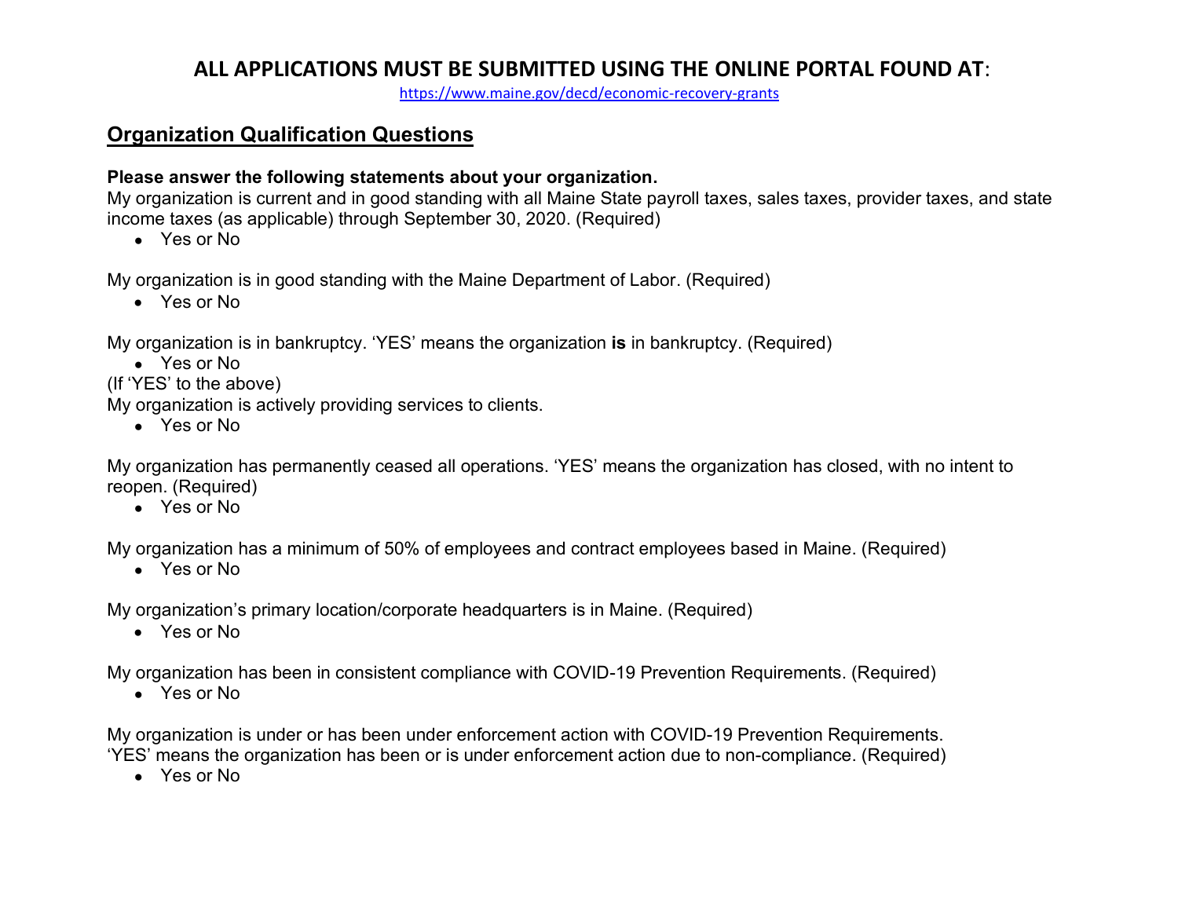## ALL APPLICATIONS MUST BE SUBMITTED USING THE ONLINE PORTAL FOUND AT:

https://www.maine.gov/decd/economic-recovery-grants

## Organization Qualification Questions

**Please answer the following statements about your organization.**

My organization is current and in good standing with all Maine State payroll taxes, sales taxes, provider taxes, and state income taxes (as applicable) through September 30, 2020. (Required)

- Yes or No

My organization is in good standing with the Maine Department of Labor. (Required)

- Yes or No

My organization is in bankruptcy. 'YES' means the organization **is** in bankruptcy. (Required)

- Yes or No

(If 'YES' to the above)

My organization is actively providing services to clients.

- Yes or No

My organization has permanently ceased all operations. 'YES' means the organization has closed, with no intent to reopen. (Required)

- Yes or No

My organization has a minimum of 50% of employees and contract employees based in Maine. (Required)

- Yes or No

My organization's primary location/corporate headquarters is in Maine. (Required)

- Yes or No

My organization has been in consistent compliance with COVID-19 Prevention Requirements. (Required)

- Yes or No

My organization is under or has been under enforcement action with COVID-19 Prevention Requirements. 'YES' means the organization has been or is under enforcement action due to non-compliance. (Required)

- Yes or No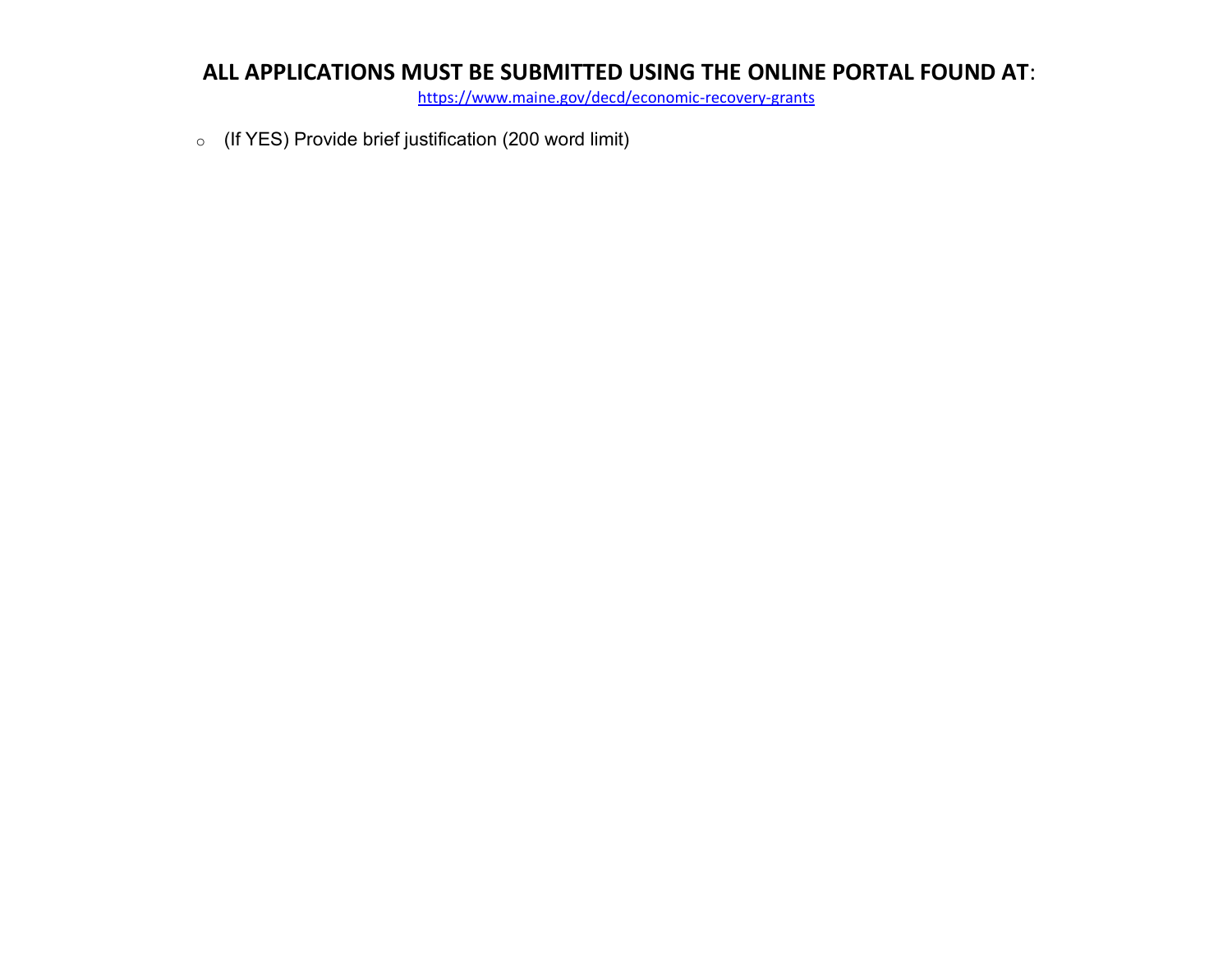**ALL APPLICATIONS MUST BE SUBMITTED USING THE ONLINE PORTAL FOUND AT**:

https://www.maine.gov/decd/economic-recovery-grants

- (If YES) Provide brief justification (200 word limit)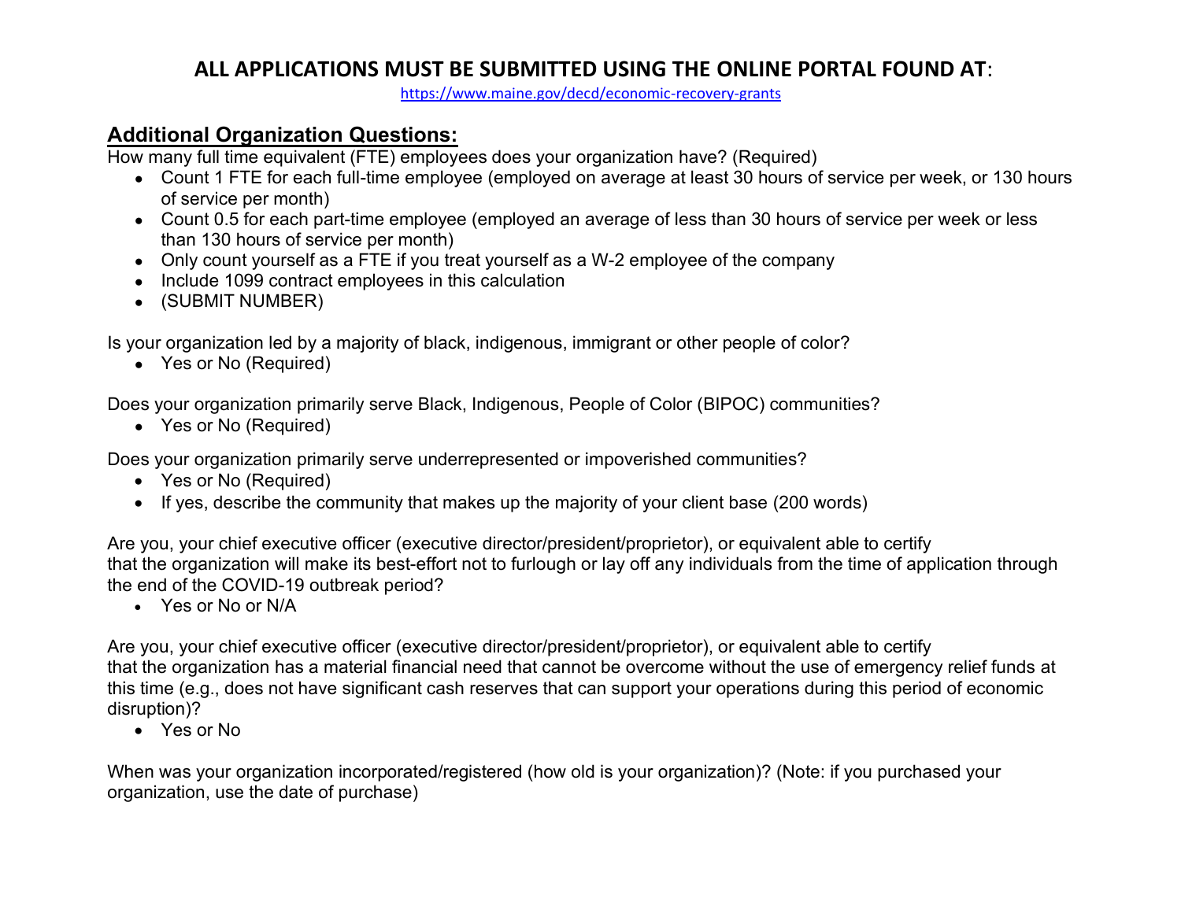## ALL APPLICATIONS MUST BE SUBMITTED USING THE ONLINE PORTAL FOUND AT:

https://www.maine.gov/decd/economic-recovery-grants

### Additional Organization Questions:

How many full time equivalent (FTE) employees does your organization have? (Required)

- Count 1 FTE for each full-time employee (employed on average at least 30 hours of service per week, or 130 hours of service per month)
- Count 0.5 for each part-time employee (employed an average of less than 30 hours of service per week or less than 130 hours of service per month)
- Only count yourself as a FTE if you treat yourself as a W-2 employee of the company
- Include 1099 contract employees in this calculation
- (SUBMIT NUMBER)

Is your organization led by a majority of black, indigenous, immigrant or other people of color?

- Yes or No (Required)

Does your organization primarily serve Black, Indigenous, People of Color (BIPOC) communities?

- Yes or No (Required)

Does your organization primarily serve underrepresented or impoverished communities?

- Yes or No (Required)
- If yes, describe the community that makes up the majority of your client base (200 words)

Are you, your chief executive officer (executive director/president/proprietor), or equivalent able to certify that the organization will make its best-effort not to furlough or lay off any individuals from the time of application through the end of the COVID-19 outbreak period?

- Yes or No or N/A

Are you, your chief executive officer (executive director/president/proprietor), or equivalent able to certify that the organization has a material financial need that cannot be overcome without the use of emergency relief funds at this time (e.g., does not have significant cash reserves that can support your operations during this period of economic disruption)?

- Yes or No

When was your organization incorporated/registered (how old is your organization)? (Note: if you purchased your organization, use the date of purchase)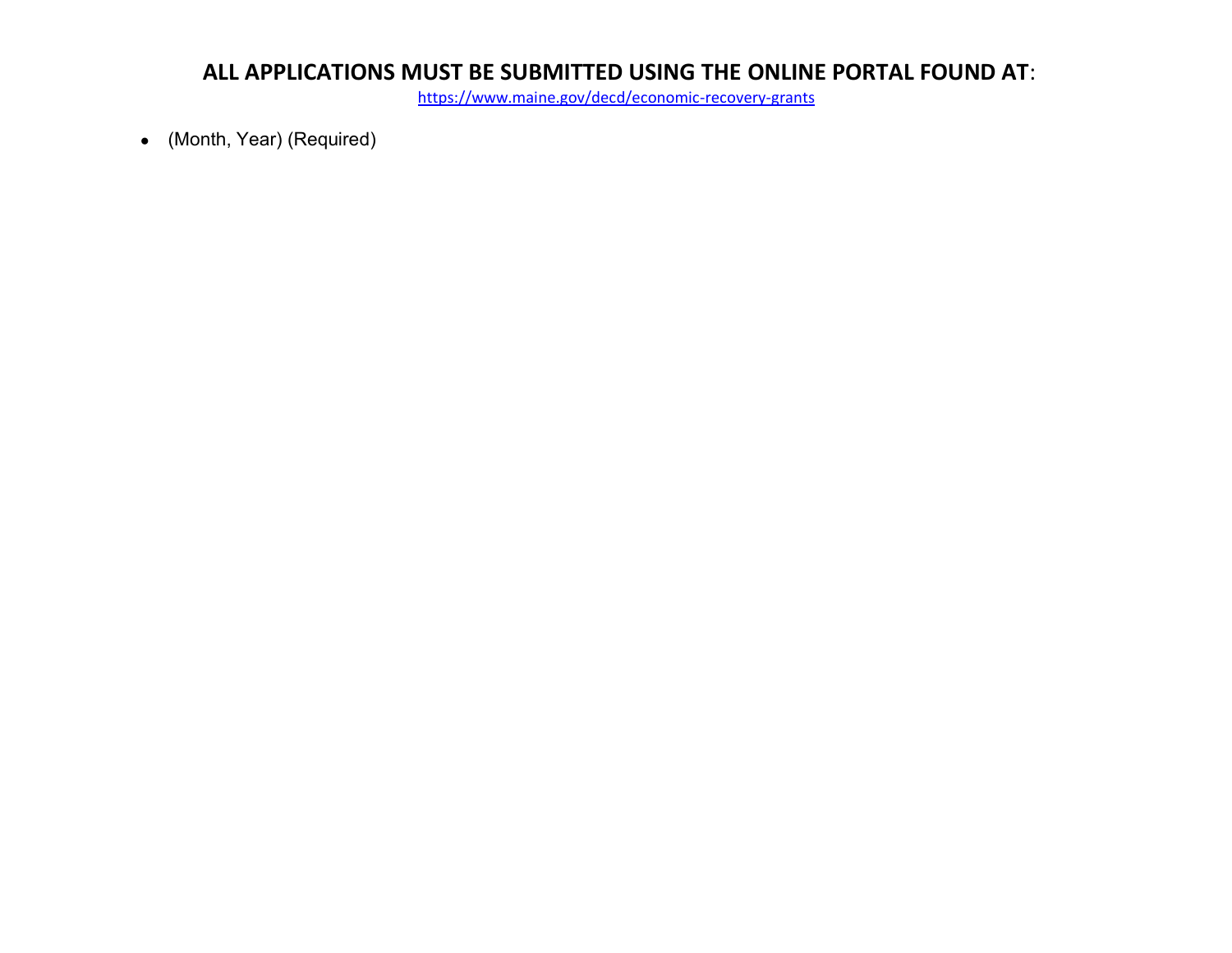**ALL APPLICATIONS MUST BE SUBMITTED USING THE ONLINE PORTAL FOUND AT**:

[https://www.maine.gov/decd/economic-recovery-grants](https://www.maine.gov/decd/economic-recovery-grants)

- (Month, Year) (Required)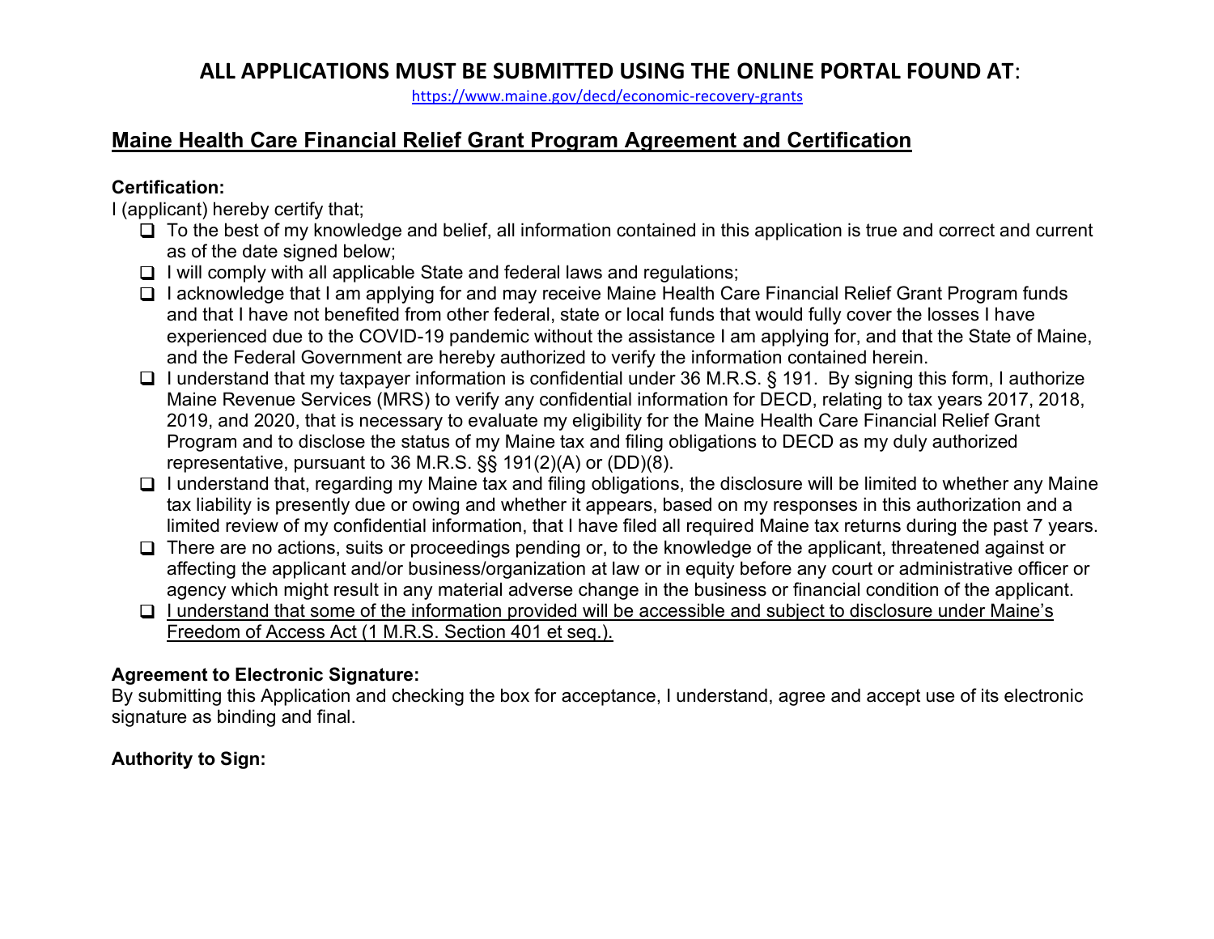**ALL APPLICATIONS MUST BE SUBMITTED USING THE ONLINE PORTAL FOUND AT**:

https://www.maine.gov/decd/economic-recovery-grants

## Maine Health Care Financial Relief Grant Program Agreement and Certification

**Certification:**

I (applicant) hereby certify that;

- ❑ To the best of my knowledge and belief, all information contained in this application is true and correct and current as of the date signed below;
- ❑ I will comply with all applicable State and federal laws and regulations;
- ❑ I acknowledge that I am applying for and may receive Maine Health Care Financial Relief Grant Program funds and that I have not benefited from other federal, state or local funds that would fully cover the losses I have experienced due to the COVID-19 pandemic without the assistance I am applying for, and that the State of Maine, and the Federal Government are hereby authorized to verify the information contained herein.
- ❑ I understand that my taxpayer information is confidential under 36 M.R.S. § 191. By signing this form, I authorize Maine Revenue Services (MRS) to verify any confidential information for DECD, relating to tax years 2017, 2018, 2019, and 2020, that is necessary to evaluate my eligibility for the Maine Health Care Financial Relief Grant Program and to disclose the status of my Maine tax and filing obligations to DECD as my duly authorized representative, pursuant to 36 M.R.S. §§ 191(2)(A) or (DD)(8).
- ❑ I understand that, regarding my Maine tax and filing obligations, the disclosure will be limited to whether any Maine tax liability is presently due or owing and whether it appears, based on my responses in this authorization and a limited review of my confidential information, that I have filed all required Maine tax returns during the past 7 years.
- ❑ There are no actions, suits or proceedings pending or, to the knowledge of the applicant, threatened against or affecting the applicant and/or business/organization at law or in equity before any court or administrative officer or agency which might result in any material adverse change in the business or financial condition of the applicant.
- ❑ <u>I understand that some of the information provided will be accessible and subject to disclosure under Maine's Freedom of Access Act (1 M.R.S. Section 401 et seq.).</u>

**Agreement to Electronic Signature:**

By submitting this Application and checking the box for acceptance, I understand, agree and accept use of its electronic signature as binding and final.

**Authority to Sign:**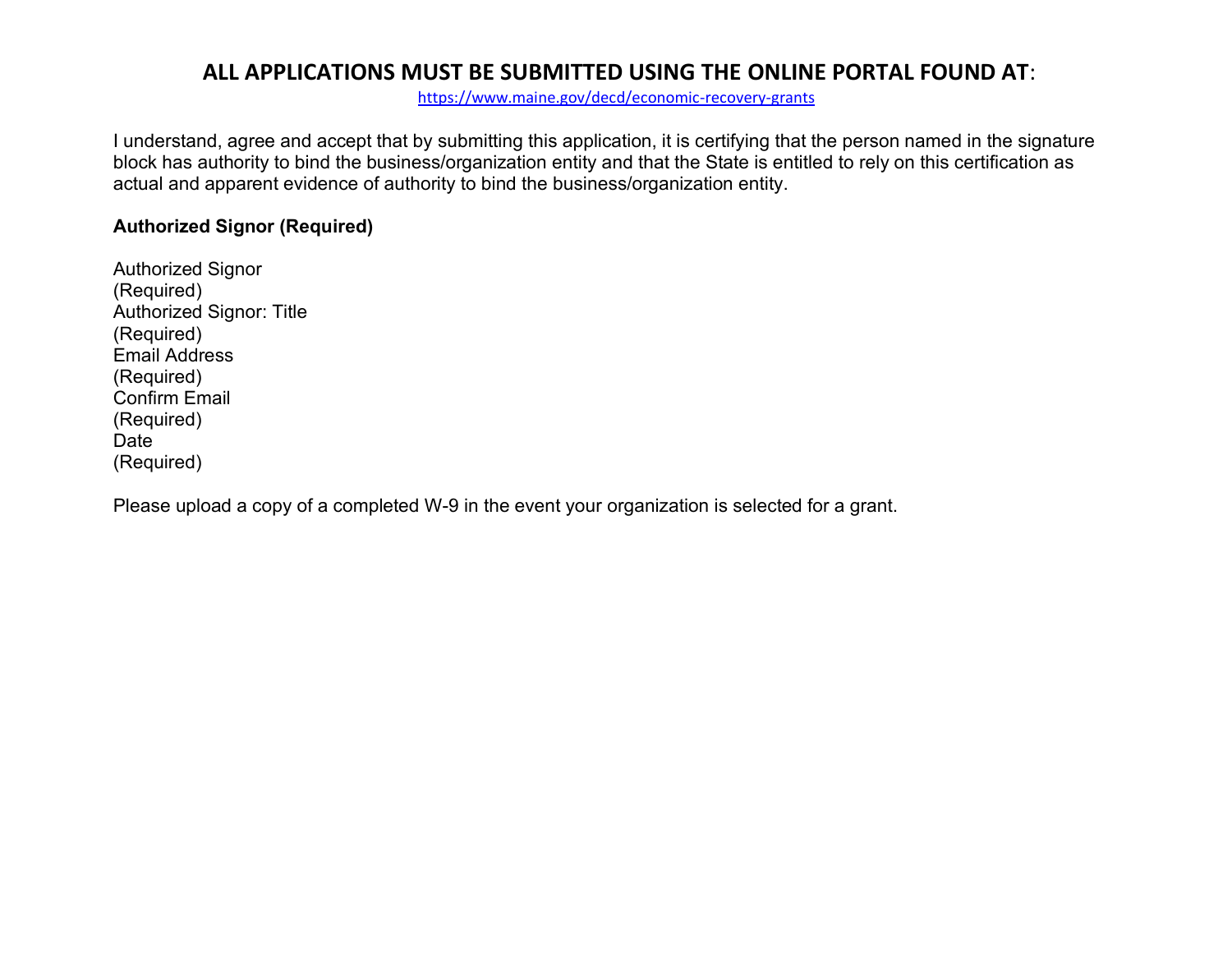## ALL APPLICATIONS MUST BE SUBMITTED USING THE ONLINE PORTAL FOUND AT:

https://www.maine.gov/decd/economic-recovery-grants

I understand, agree and accept that by submitting this application, it is certifying that the person named in the signature block has authority to bind the business/organization entity and that the State is entitled to rely on this certification as actual and apparent evidence of authority to bind the business/organization entity.

**Authorized Signor (Required)**

Authorized Signor
(Required)
Authorized Signor: Title
(Required)
Email Address
(Required)
Confirm Email
(Required)
Date
(Required)

Please upload a copy of a completed W-9 in the event your organization is selected for a grant.